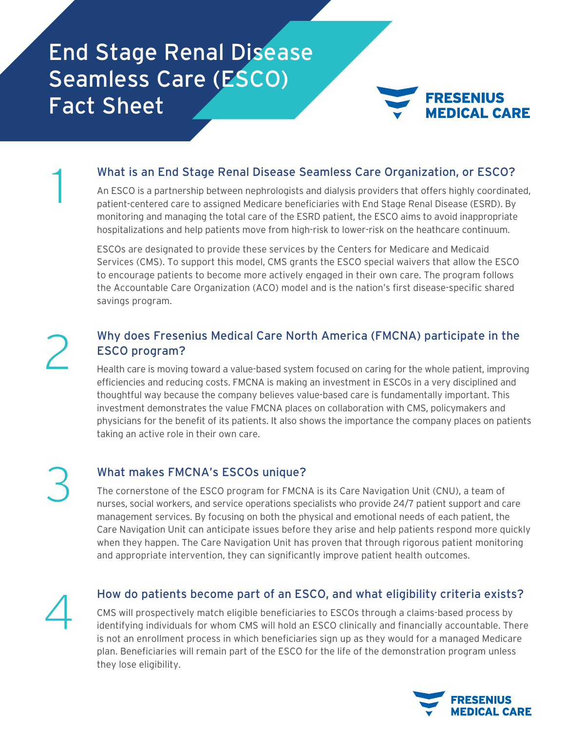# End Stage Renal Disease Seamless Care (ESCO) Fact Sheet

FRESENIUS MEDICAL CARE

## 1 What is an End Stage Renal Disease Seamless Care Organization, or ESCO?

An ESCO is a partnership between nephrologists and dialysis providers that offers highly coordinated, patient-centered care to assigned Medicare beneficiaries with End Stage Renal Disease (ESRD). By monitoring and managing the total care of the ESRD patient, the ESCO aims to avoid inappropriate hospitalizations and help patients move from high-risk to lower-risk on the heathcare continuum.

ESCOs are designated to provide these services by the Centers for Medicare and Medicaid Services (CMS). To support this model, CMS grants the ESCO special waivers that allow the ESCO to encourage patients to become more actively engaged in their own care. The program follows the Accountable Care Organization (ACO) model and is the nation's first disease-specific shared savings program.

## 2 Why does Fresenius Medical Care North America (FMCNA) participate in the ESCO program?

Health care is moving toward a value-based system focused on caring for the whole patient, improving efficiencies and reducing costs. FMCNA is making an investment in ESCOs in a very disciplined and thoughtful way because the company believes value-based care is fundamentally important. This investment demonstrates the value FMCNA places on collaboration with CMS, policymakers and physicians for the benefit of its patients. It also shows the importance the company places on patients taking an active role in their own care.

## 3 What makes FMCNA's ESCOs unique?

The cornerstone of the ESCO program for FMCNA is its Care Navigation Unit (CNU), a team of nurses, social workers, and service operations specialists who provide 24/7 patient support and care management services. By focusing on both the physical and emotional needs of each patient, the Care Navigation Unit can anticipate issues before they arise and help patients respond more quickly when they happen. The Care Navigation Unit has proven that through rigorous patient monitoring and appropriate intervention, they can significantly improve patient health outcomes.

## 4 How do patients become part of an ESCO, and what eligibility criteria exists?

CMS will prospectively match eligible beneficiaries to ESCOs through a claims-based process by identifying individuals for whom CMS will hold an ESCO clinically and financially accountable. There is not an enrollment process in which beneficiaries sign up as they would for a managed Medicare plan. Beneficiaries will remain part of the ESCO for the life of the demonstration program unless they lose eligibility.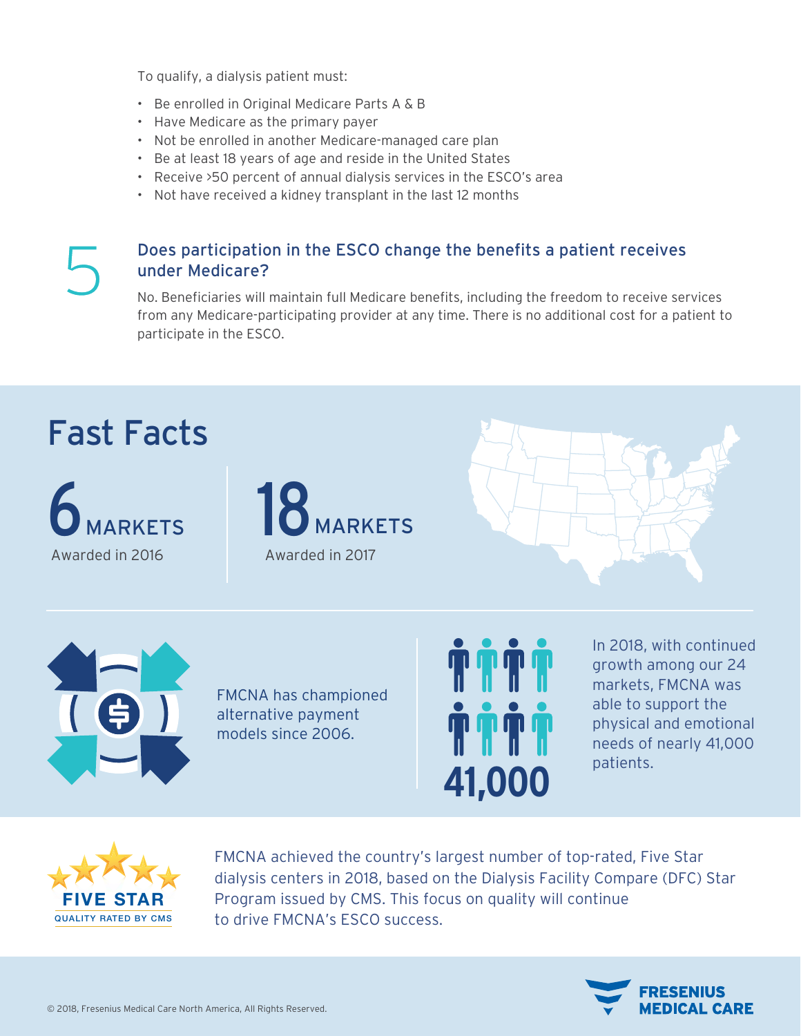To qualify, a dialysis patient must:

- Be enrolled in Original Medicare Parts A & B
- Have Medicare as the primary payer
- Not be enrolled in another Medicare-managed care plan
- Be at least 18 years of age and reside in the United States
- Receive >50 percent of annual dialysis services in the ESCO's area
- Not have received a kidney transplant in the last 12 months

## 5 Does participation in the ESCO change the benefits a patient receives under Medicare?

No. Beneficiaries will maintain full Medicare benefits, including the freedom to receive services from any Medicare-participating provider at any time. There is no additional cost for a patient to participate in the ESCO.

# Fast Facts

**6** MARKETS
Awarded in 2016

**18** MARKETS
Awarded in 2017

FMCNA has championed alternative payment models since 2006.

**41,000**

In 2018, with continued growth among our 24 markets, FMCNA was able to support the physical and emotional needs of nearly 41,000 patients.

FIVE STAR
QUALITY RATED BY CMS

FMCNA achieved the country's largest number of top-rated, Five Star dialysis centers in 2018, based on the Dialysis Facility Compare (DFC) Star Program issued by CMS. This focus on quality will continue to drive FMCNA's ESCO success.

© 2018, Fresenius Medical Care North America, All Rights Reserved.

FRESENIUS MEDICAL CARE